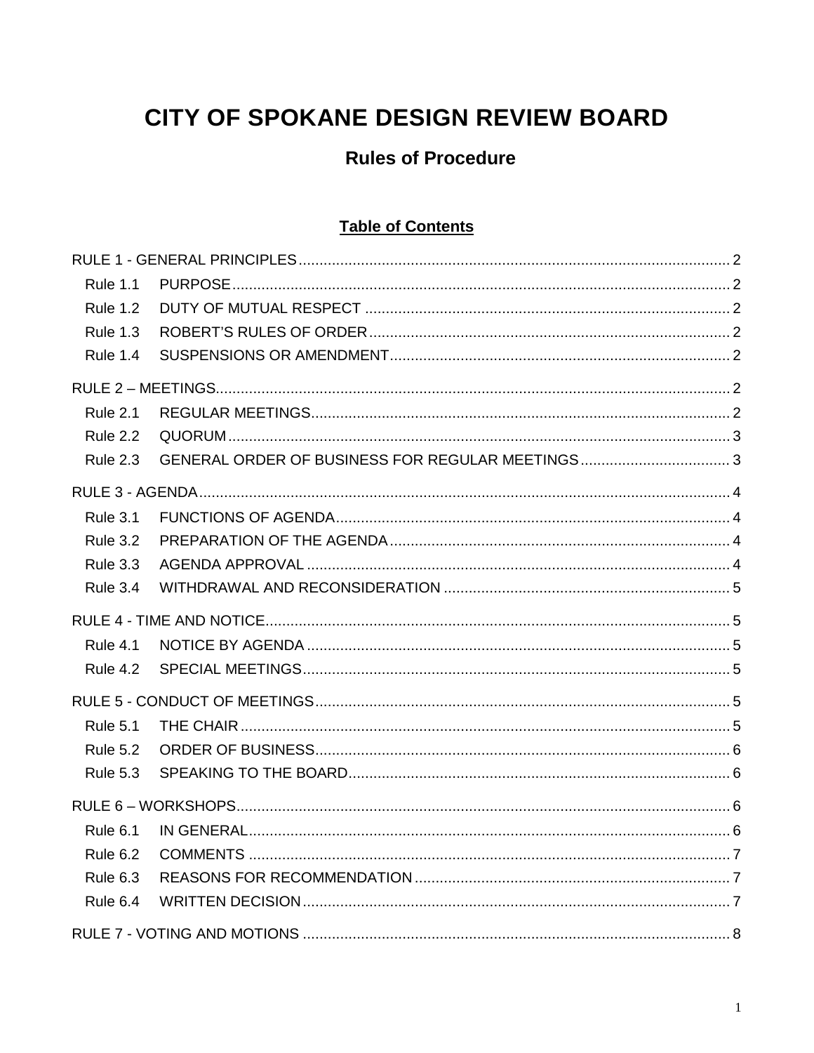# CITY OF SPOKANE DESIGN REVIEW BOARD

## Rules of Procedure

### Table of Contents

RULE 1 - GENERAL PRINCIPLES ........ 2
- Rule 1.1 PURPOSE ........ 2
- Rule 1.2 DUTY OF MUTUAL RESPECT ........ 2
- Rule 1.3 ROBERT'S RULES OF ORDER ........ 2
- Rule 1.4 SUSPENSIONS OR AMENDMENT ........ 2

RULE 2 – MEETINGS ........ 2
- Rule 2.1 REGULAR MEETINGS ........ 2
- Rule 2.2 QUORUM ........ 3
- Rule 2.3 GENERAL ORDER OF BUSINESS FOR REGULAR MEETINGS ........ 3

RULE 3 - AGENDA ........ 4
- Rule 3.1 FUNCTIONS OF AGENDA ........ 4
- Rule 3.2 PREPARATION OF THE AGENDA ........ 4
- Rule 3.3 AGENDA APPROVAL ........ 4
- Rule 3.4 WITHDRAWAL AND RECONSIDERATION ........ 5

RULE 4 - TIME AND NOTICE ........ 5
- Rule 4.1 NOTICE BY AGENDA ........ 5
- Rule 4.2 SPECIAL MEETINGS ........ 5

RULE 5 - CONDUCT OF MEETINGS ........ 5
- Rule 5.1 THE CHAIR ........ 5
- Rule 5.2 ORDER OF BUSINESS ........ 6
- Rule 5.3 SPEAKING TO THE BOARD ........ 6

RULE 6 – WORKSHOPS ........ 6
- Rule 6.1 IN GENERAL ........ 6
- Rule 6.2 COMMENTS ........ 7
- Rule 6.3 REASONS FOR RECOMMENDATION ........ 7
- Rule 6.4 WRITTEN DECISION ........ 7

RULE 7 - VOTING AND MOTIONS ........ 8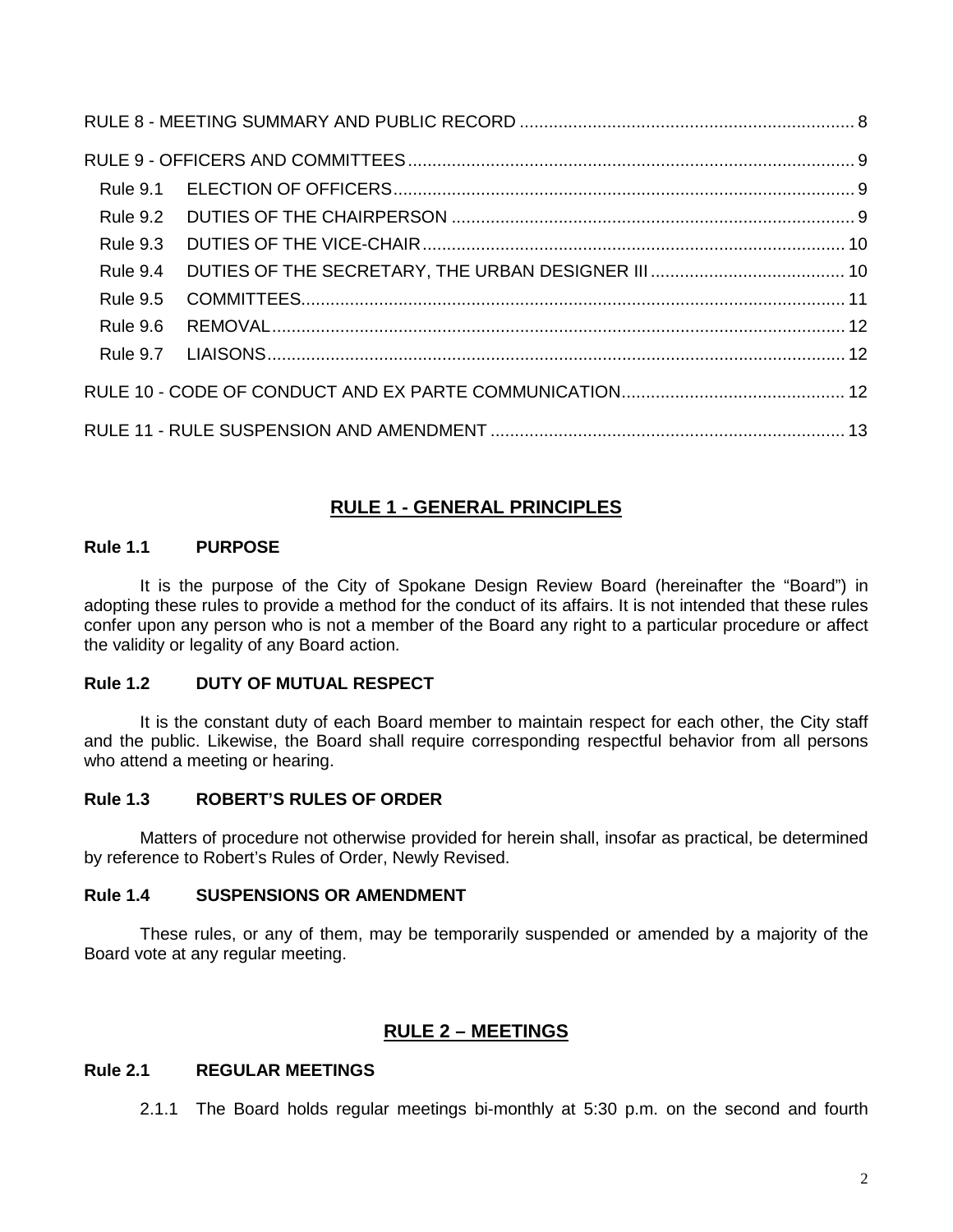RULE 8 - MEETING SUMMARY AND PUBLIC RECORD ..................................................................... 8

RULE 9 - OFFICERS AND COMMITTEES ........................................................................................... 9

Rule 9.1 ELECTION OF OFFICERS ............................................................................................... 9

Rule 9.2 DUTIES OF THE CHAIRPERSON ................................................................................... 9

Rule 9.3 DUTIES OF THE VICE-CHAIR ....................................................................................... 10

Rule 9.4 DUTIES OF THE SECRETARY, THE URBAN DESIGNER III ........................................ 10

Rule 9.5 COMMITTEES ................................................................................................................ 11

Rule 9.6 REMOVAL ...................................................................................................................... 12

Rule 9.7 LIAISONS ....................................................................................................................... 12

RULE 10 - CODE OF CONDUCT AND EX PARTE COMMUNICATION ............................................. 12

RULE 11 - RULE SUSPENSION AND AMENDMENT ......................................................................... 13

## RULE 1 - GENERAL PRINCIPLES

### Rule 1.1 PURPOSE

It is the purpose of the City of Spokane Design Review Board (hereinafter the "Board") in adopting these rules to provide a method for the conduct of its affairs. It is not intended that these rules confer upon any person who is not a member of the Board any right to a particular procedure or affect the validity or legality of any Board action.

### Rule 1.2 DUTY OF MUTUAL RESPECT

It is the constant duty of each Board member to maintain respect for each other, the City staff and the public. Likewise, the Board shall require corresponding respectful behavior from all persons who attend a meeting or hearing.

### Rule 1.3 ROBERT'S RULES OF ORDER

Matters of procedure not otherwise provided for herein shall, insofar as practical, be determined by reference to Robert's Rules of Order, Newly Revised.

### Rule 1.4 SUSPENSIONS OR AMENDMENT

These rules, or any of them, may be temporarily suspended or amended by a majority of the Board vote at any regular meeting.

## RULE 2 – MEETINGS

### Rule 2.1 REGULAR MEETINGS

2.1.1 The Board holds regular meetings bi-monthly at 5:30 p.m. on the second and fourth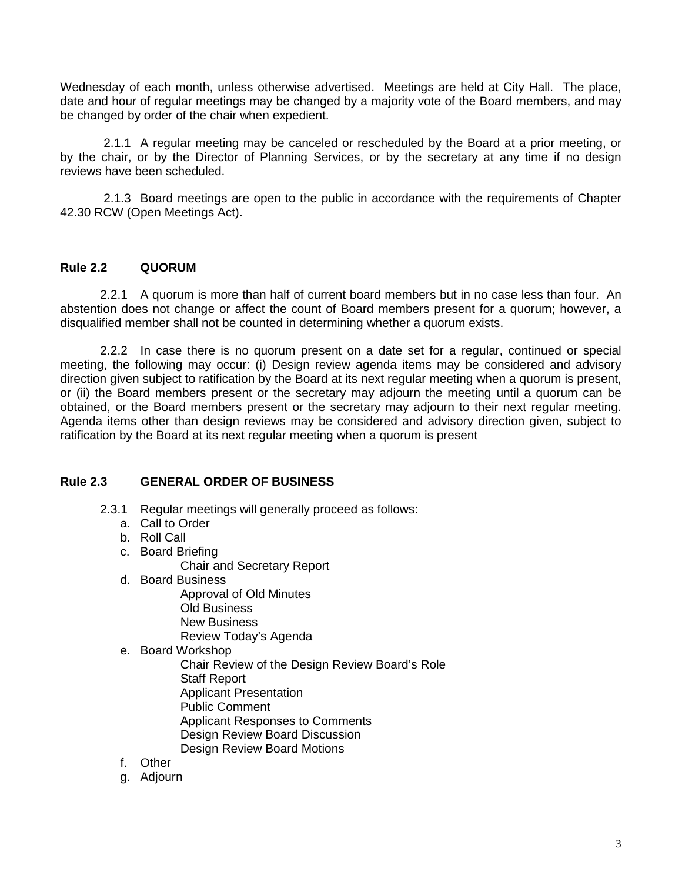Wednesday of each month, unless otherwise advertised. Meetings are held at City Hall. The place, date and hour of regular meetings may be changed by a majority vote of the Board members, and may be changed by order of the chair when expedient.

2.1.1 A regular meeting may be canceled or rescheduled by the Board at a prior meeting, or by the chair, or by the Director of Planning Services, or by the secretary at any time if no design reviews have been scheduled.

2.1.3 Board meetings are open to the public in accordance with the requirements of Chapter 42.30 RCW (Open Meetings Act).

### Rule 2.2 QUORUM

2.2.1 A quorum is more than half of current board members but in no case less than four. An abstention does not change or affect the count of Board members present for a quorum; however, a disqualified member shall not be counted in determining whether a quorum exists.

2.2.2 In case there is no quorum present on a date set for a regular, continued or special meeting, the following may occur: (i) Design review agenda items may be considered and advisory direction given subject to ratification by the Board at its next regular meeting when a quorum is present, or (ii) the Board members present or the secretary may adjourn the meeting until a quorum can be obtained, or the Board members present or the secretary may adjourn to their next regular meeting. Agenda items other than design reviews may be considered and advisory direction given, subject to ratification by the Board at its next regular meeting when a quorum is present

### Rule 2.3 GENERAL ORDER OF BUSINESS

2.3.1 Regular meetings will generally proceed as follows:

a. Call to Order
b. Roll Call
c. Board Briefing
   - Chair and Secretary Report
d. Board Business
   - Approval of Old Minutes
   - Old Business
   - New Business
   - Review Today's Agenda
e. Board Workshop
   - Chair Review of the Design Review Board's Role
   - Staff Report
   - Applicant Presentation
   - Public Comment
   - Applicant Responses to Comments
   - Design Review Board Discussion
   - Design Review Board Motions
f. Other
g. Adjourn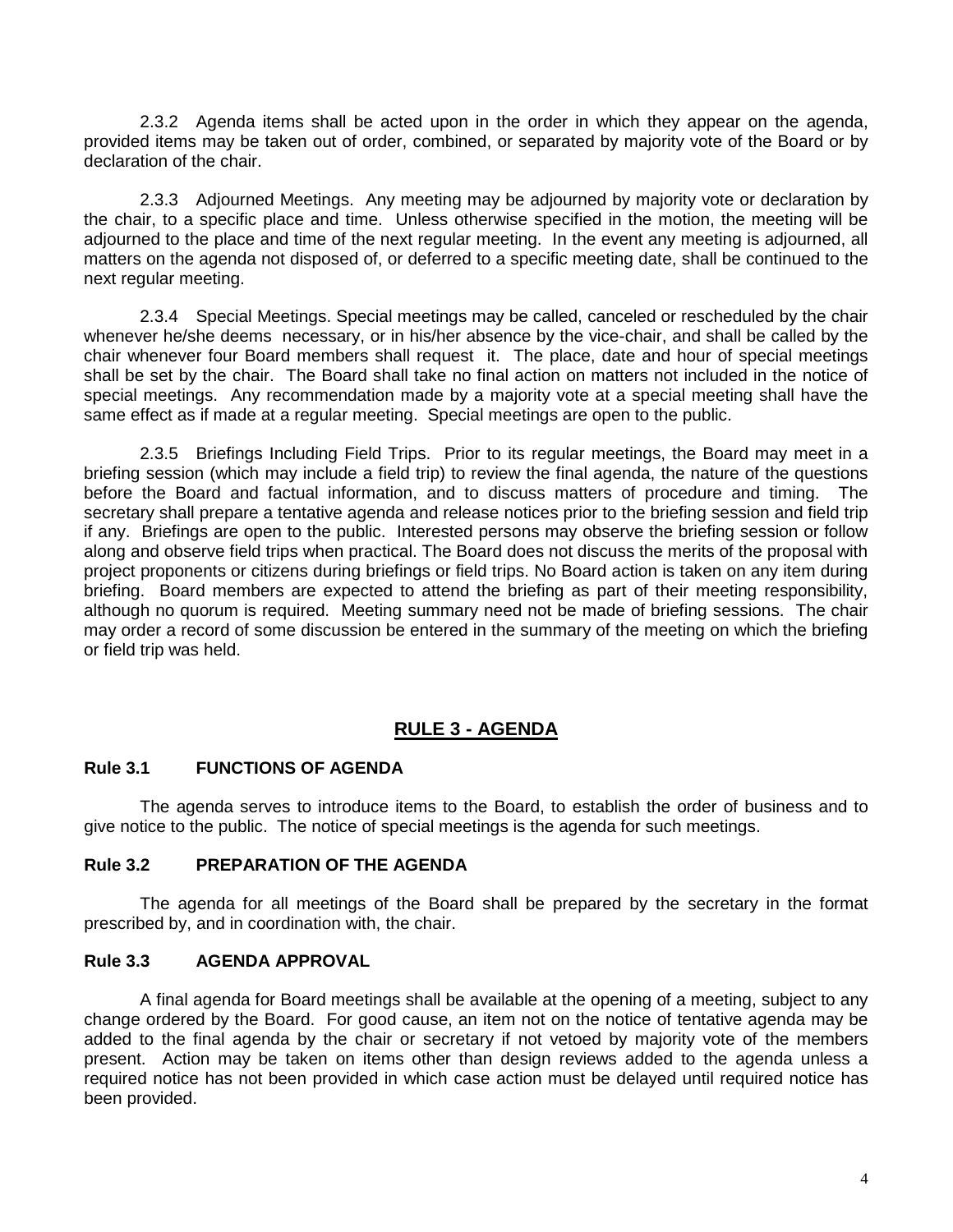2.3.2 Agenda items shall be acted upon in the order in which they appear on the agenda, provided items may be taken out of order, combined, or separated by majority vote of the Board or by declaration of the chair.

2.3.3 Adjourned Meetings. Any meeting may be adjourned by majority vote or declaration by the chair, to a specific place and time. Unless otherwise specified in the motion, the meeting will be adjourned to the place and time of the next regular meeting. In the event any meeting is adjourned, all matters on the agenda not disposed of, or deferred to a specific meeting date, shall be continued to the next regular meeting.

2.3.4 Special Meetings. Special meetings may be called, canceled or rescheduled by the chair whenever he/she deems necessary, or in his/her absence by the vice-chair, and shall be called by the chair whenever four Board members shall request it. The place, date and hour of special meetings shall be set by the chair. The Board shall take no final action on matters not included in the notice of special meetings. Any recommendation made by a majority vote at a special meeting shall have the same effect as if made at a regular meeting. Special meetings are open to the public.

2.3.5 Briefings Including Field Trips. Prior to its regular meetings, the Board may meet in a briefing session (which may include a field trip) to review the final agenda, the nature of the questions before the Board and factual information, and to discuss matters of procedure and timing. The secretary shall prepare a tentative agenda and release notices prior to the briefing session and field trip if any. Briefings are open to the public. Interested persons may observe the briefing session or follow along and observe field trips when practical. The Board does not discuss the merits of the proposal with project proponents or citizens during briefings or field trips. No Board action is taken on any item during briefing. Board members are expected to attend the briefing as part of their meeting responsibility, although no quorum is required. Meeting summary need not be made of briefing sessions. The chair may order a record of some discussion be entered in the summary of the meeting on which the briefing or field trip was held.

## RULE 3 - AGENDA

### Rule 3.1 FUNCTIONS OF AGENDA

The agenda serves to introduce items to the Board, to establish the order of business and to give notice to the public. The notice of special meetings is the agenda for such meetings.

### Rule 3.2 PREPARATION OF THE AGENDA

The agenda for all meetings of the Board shall be prepared by the secretary in the format prescribed by, and in coordination with, the chair.

### Rule 3.3 AGENDA APPROVAL

A final agenda for Board meetings shall be available at the opening of a meeting, subject to any change ordered by the Board. For good cause, an item not on the notice of tentative agenda may be added to the final agenda by the chair or secretary if not vetoed by majority vote of the members present. Action may be taken on items other than design reviews added to the agenda unless a required notice has not been provided in which case action must be delayed until required notice has been provided.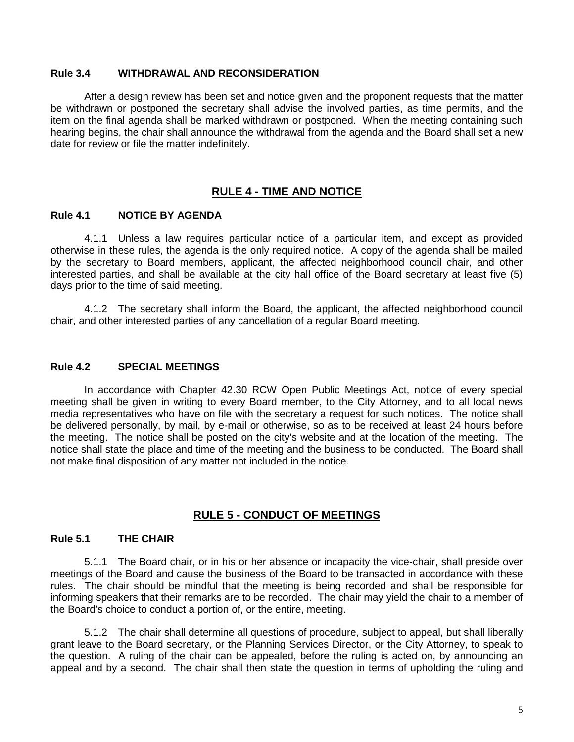### Rule 3.4 WITHDRAWAL AND RECONSIDERATION

After a design review has been set and notice given and the proponent requests that the matter be withdrawn or postponed the secretary shall advise the involved parties, as time permits, and the item on the final agenda shall be marked withdrawn or postponed. When the meeting containing such hearing begins, the chair shall announce the withdrawal from the agenda and the Board shall set a new date for review or file the matter indefinitely.

## RULE 4 - TIME AND NOTICE

### Rule 4.1 NOTICE BY AGENDA

4.1.1 Unless a law requires particular notice of a particular item, and except as provided otherwise in these rules, the agenda is the only required notice. A copy of the agenda shall be mailed by the secretary to Board members, applicant, the affected neighborhood council chair, and other interested parties, and shall be available at the city hall office of the Board secretary at least five (5) days prior to the time of said meeting.

4.1.2 The secretary shall inform the Board, the applicant, the affected neighborhood council chair, and other interested parties of any cancellation of a regular Board meeting.

### Rule 4.2 SPECIAL MEETINGS

In accordance with Chapter 42.30 RCW Open Public Meetings Act, notice of every special meeting shall be given in writing to every Board member, to the City Attorney, and to all local news media representatives who have on file with the secretary a request for such notices. The notice shall be delivered personally, by mail, by e-mail or otherwise, so as to be received at least 24 hours before the meeting. The notice shall be posted on the city's website and at the location of the meeting. The notice shall state the place and time of the meeting and the business to be conducted. The Board shall not make final disposition of any matter not included in the notice.

## RULE 5 - CONDUCT OF MEETINGS

### Rule 5.1 THE CHAIR

5.1.1 The Board chair, or in his or her absence or incapacity the vice-chair, shall preside over meetings of the Board and cause the business of the Board to be transacted in accordance with these rules. The chair should be mindful that the meeting is being recorded and shall be responsible for informing speakers that their remarks are to be recorded. The chair may yield the chair to a member of the Board's choice to conduct a portion of, or the entire, meeting.

5.1.2 The chair shall determine all questions of procedure, subject to appeal, but shall liberally grant leave to the Board secretary, or the Planning Services Director, or the City Attorney, to speak to the question. A ruling of the chair can be appealed, before the ruling is acted on, by announcing an appeal and by a second. The chair shall then state the question in terms of upholding the ruling and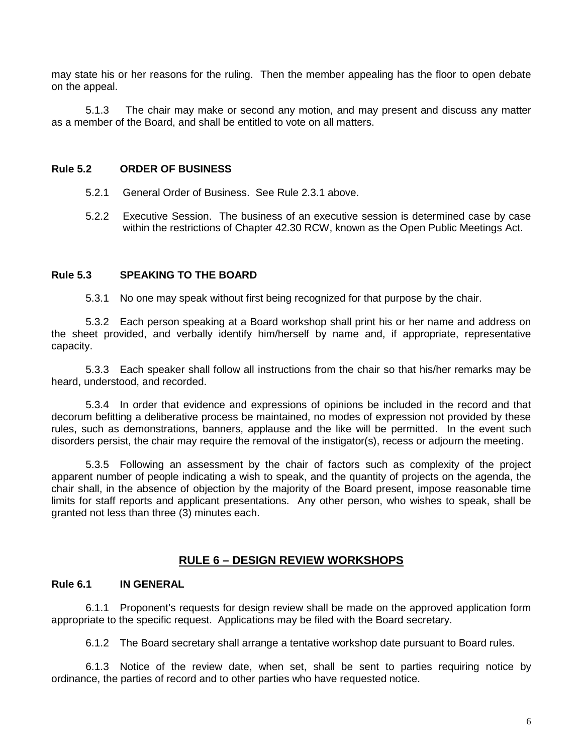may state his or her reasons for the ruling. Then the member appealing has the floor to open debate on the appeal.

5.1.3 The chair may make or second any motion, and may present and discuss any matter as a member of the Board, and shall be entitled to vote on all matters.

**Rule 5.2 ORDER OF BUSINESS**

5.2.1 General Order of Business. See Rule 2.3.1 above.

5.2.2 Executive Session. The business of an executive session is determined case by case within the restrictions of Chapter 42.30 RCW, known as the Open Public Meetings Act.

**Rule 5.3 SPEAKING TO THE BOARD**

5.3.1 No one may speak without first being recognized for that purpose by the chair.

5.3.2 Each person speaking at a Board workshop shall print his or her name and address on the sheet provided, and verbally identify him/herself by name and, if appropriate, representative capacity.

5.3.3 Each speaker shall follow all instructions from the chair so that his/her remarks may be heard, understood, and recorded.

5.3.4 In order that evidence and expressions of opinions be included in the record and that decorum befitting a deliberative process be maintained, no modes of expression not provided by these rules, such as demonstrations, banners, applause and the like will be permitted. In the event such disorders persist, the chair may require the removal of the instigator(s), recess or adjourn the meeting.

5.3.5 Following an assessment by the chair of factors such as complexity of the project apparent number of people indicating a wish to speak, and the quantity of projects on the agenda, the chair shall, in the absence of objection by the majority of the Board present, impose reasonable time limits for staff reports and applicant presentations. Any other person, who wishes to speak, shall be granted not less than three (3) minutes each.

## RULE 6 – DESIGN REVIEW WORKSHOPS

**Rule 6.1 IN GENERAL**

6.1.1 Proponent's requests for design review shall be made on the approved application form appropriate to the specific request. Applications may be filed with the Board secretary.

6.1.2 The Board secretary shall arrange a tentative workshop date pursuant to Board rules.

6.1.3 Notice of the review date, when set, shall be sent to parties requiring notice by ordinance, the parties of record and to other parties who have requested notice.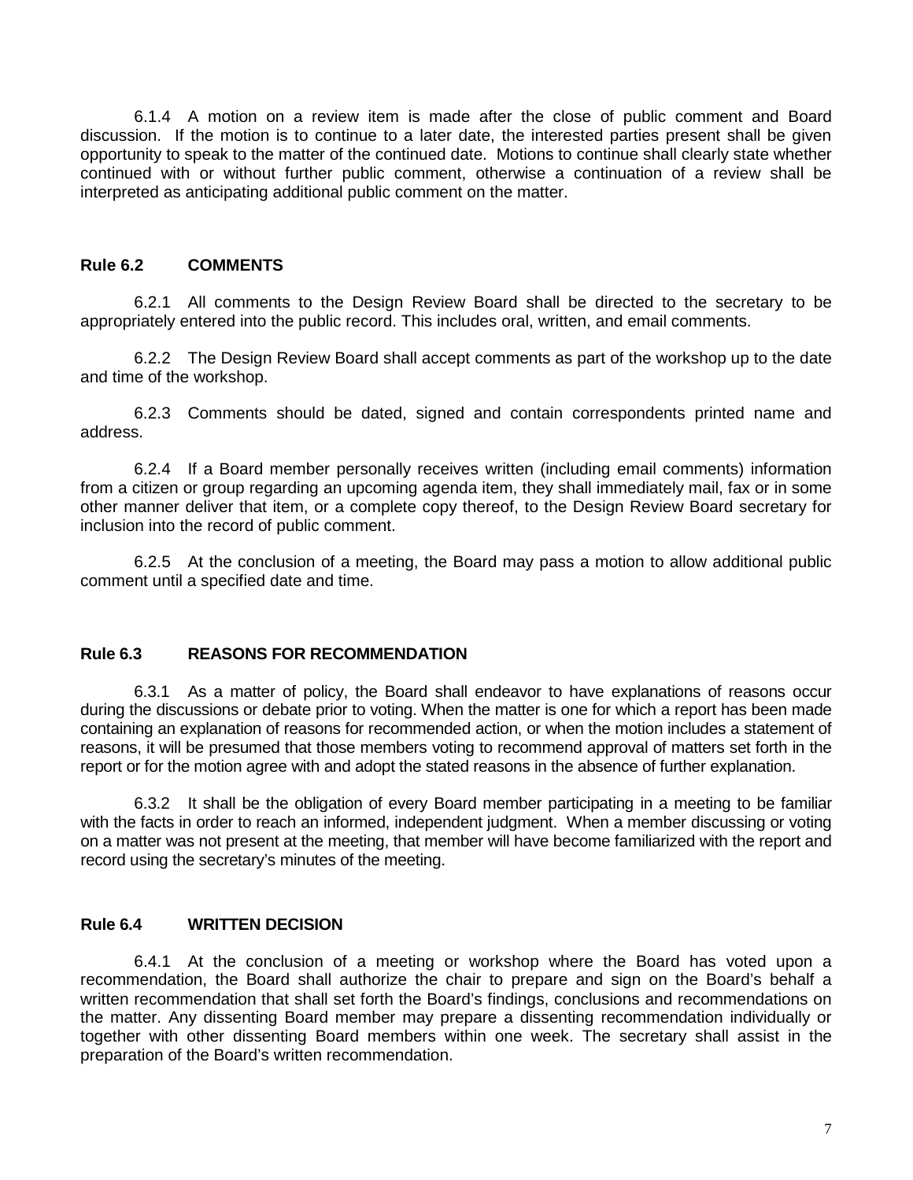6.1.4 A motion on a review item is made after the close of public comment and Board discussion. If the motion is to continue to a later date, the interested parties present shall be given opportunity to speak to the matter of the continued date. Motions to continue shall clearly state whether continued with or without further public comment, otherwise a continuation of a review shall be interpreted as anticipating additional public comment on the matter.

## Rule 6.2 COMMENTS

6.2.1 All comments to the Design Review Board shall be directed to the secretary to be appropriately entered into the public record. This includes oral, written, and email comments.

6.2.2 The Design Review Board shall accept comments as part of the workshop up to the date and time of the workshop.

6.2.3 Comments should be dated, signed and contain correspondents printed name and address.

6.2.4 If a Board member personally receives written (including email comments) information from a citizen or group regarding an upcoming agenda item, they shall immediately mail, fax or in some other manner deliver that item, or a complete copy thereof, to the Design Review Board secretary for inclusion into the record of public comment.

6.2.5 At the conclusion of a meeting, the Board may pass a motion to allow additional public comment until a specified date and time.

## Rule 6.3 REASONS FOR RECOMMENDATION

6.3.1 As a matter of policy, the Board shall endeavor to have explanations of reasons occur during the discussions or debate prior to voting. When the matter is one for which a report has been made containing an explanation of reasons for recommended action, or when the motion includes a statement of reasons, it will be presumed that those members voting to recommend approval of matters set forth in the report or for the motion agree with and adopt the stated reasons in the absence of further explanation.

6.3.2 It shall be the obligation of every Board member participating in a meeting to be familiar with the facts in order to reach an informed, independent judgment. When a member discussing or voting on a matter was not present at the meeting, that member will have become familiarized with the report and record using the secretary's minutes of the meeting.

## Rule 6.4 WRITTEN DECISION

6.4.1 At the conclusion of a meeting or workshop where the Board has voted upon a recommendation, the Board shall authorize the chair to prepare and sign on the Board's behalf a written recommendation that shall set forth the Board's findings, conclusions and recommendations on the matter. Any dissenting Board member may prepare a dissenting recommendation individually or together with other dissenting Board members within one week. The secretary shall assist in the preparation of the Board's written recommendation.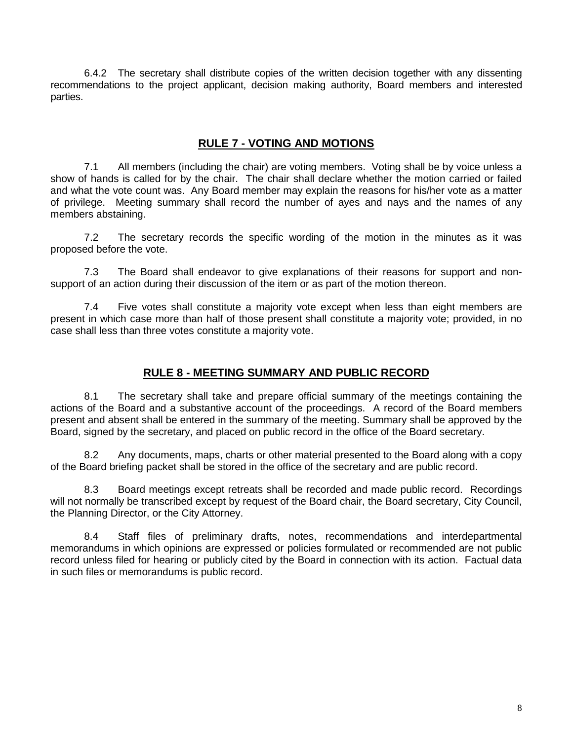6.4.2 The secretary shall distribute copies of the written decision together with any dissenting recommendations to the project applicant, decision making authority, Board members and interested parties.

## RULE 7 - VOTING AND MOTIONS

7.1 All members (including the chair) are voting members. Voting shall be by voice unless a show of hands is called for by the chair. The chair shall declare whether the motion carried or failed and what the vote count was. Any Board member may explain the reasons for his/her vote as a matter of privilege. Meeting summary shall record the number of ayes and nays and the names of any members abstaining.

7.2 The secretary records the specific wording of the motion in the minutes as it was proposed before the vote.

7.3 The Board shall endeavor to give explanations of their reasons for support and non-support of an action during their discussion of the item or as part of the motion thereon.

7.4 Five votes shall constitute a majority vote except when less than eight members are present in which case more than half of those present shall constitute a majority vote; provided, in no case shall less than three votes constitute a majority vote.

## RULE 8 - MEETING SUMMARY AND PUBLIC RECORD

8.1 The secretary shall take and prepare official summary of the meetings containing the actions of the Board and a substantive account of the proceedings. A record of the Board members present and absent shall be entered in the summary of the meeting. Summary shall be approved by the Board, signed by the secretary, and placed on public record in the office of the Board secretary.

8.2 Any documents, maps, charts or other material presented to the Board along with a copy of the Board briefing packet shall be stored in the office of the secretary and are public record.

8.3 Board meetings except retreats shall be recorded and made public record. Recordings will not normally be transcribed except by request of the Board chair, the Board secretary, City Council, the Planning Director, or the City Attorney.

8.4 Staff files of preliminary drafts, notes, recommendations and interdepartmental memorandums in which opinions are expressed or policies formulated or recommended are not public record unless filed for hearing or publicly cited by the Board in connection with its action. Factual data in such files or memorandums is public record.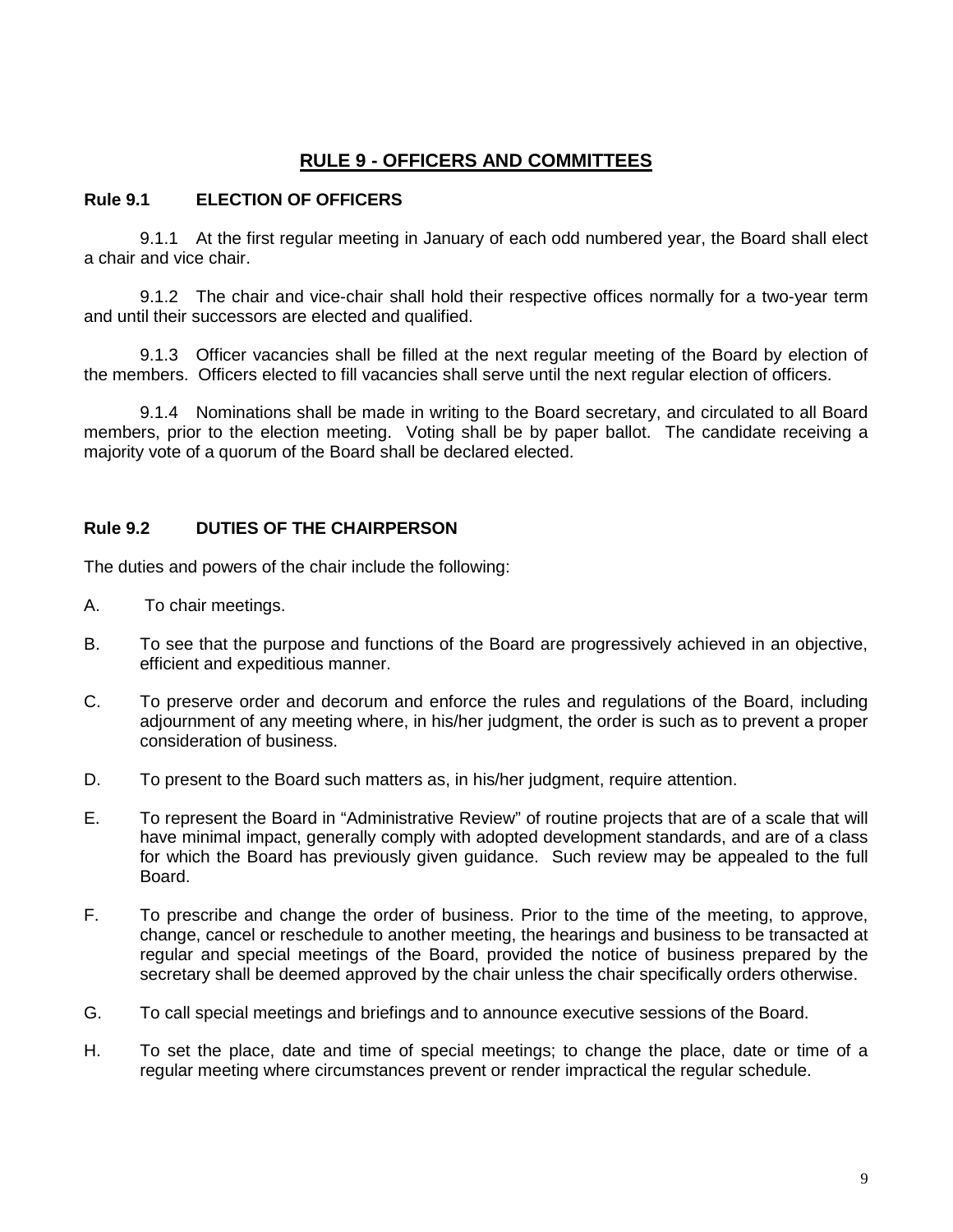# RULE 9 - OFFICERS AND COMMITTEES

## Rule 9.1 ELECTION OF OFFICERS

9.1.1 At the first regular meeting in January of each odd numbered year, the Board shall elect a chair and vice chair.

9.1.2 The chair and vice-chair shall hold their respective offices normally for a two-year term and until their successors are elected and qualified.

9.1.3 Officer vacancies shall be filled at the next regular meeting of the Board by election of the members. Officers elected to fill vacancies shall serve until the next regular election of officers.

9.1.4 Nominations shall be made in writing to the Board secretary, and circulated to all Board members, prior to the election meeting. Voting shall be by paper ballot. The candidate receiving a majority vote of a quorum of the Board shall be declared elected.

## Rule 9.2 DUTIES OF THE CHAIRPERSON

The duties and powers of the chair include the following:

A. To chair meetings.

B. To see that the purpose and functions of the Board are progressively achieved in an objective, efficient and expeditious manner.

C. To preserve order and decorum and enforce the rules and regulations of the Board, including adjournment of any meeting where, in his/her judgment, the order is such as to prevent a proper consideration of business.

D. To present to the Board such matters as, in his/her judgment, require attention.

E. To represent the Board in "Administrative Review" of routine projects that are of a scale that will have minimal impact, generally comply with adopted development standards, and are of a class for which the Board has previously given guidance. Such review may be appealed to the full Board.

F. To prescribe and change the order of business. Prior to the time of the meeting, to approve, change, cancel or reschedule to another meeting, the hearings and business to be transacted at regular and special meetings of the Board, provided the notice of business prepared by the secretary shall be deemed approved by the chair unless the chair specifically orders otherwise.

G. To call special meetings and briefings and to announce executive sessions of the Board.

H. To set the place, date and time of special meetings; to change the place, date or time of a regular meeting where circumstances prevent or render impractical the regular schedule.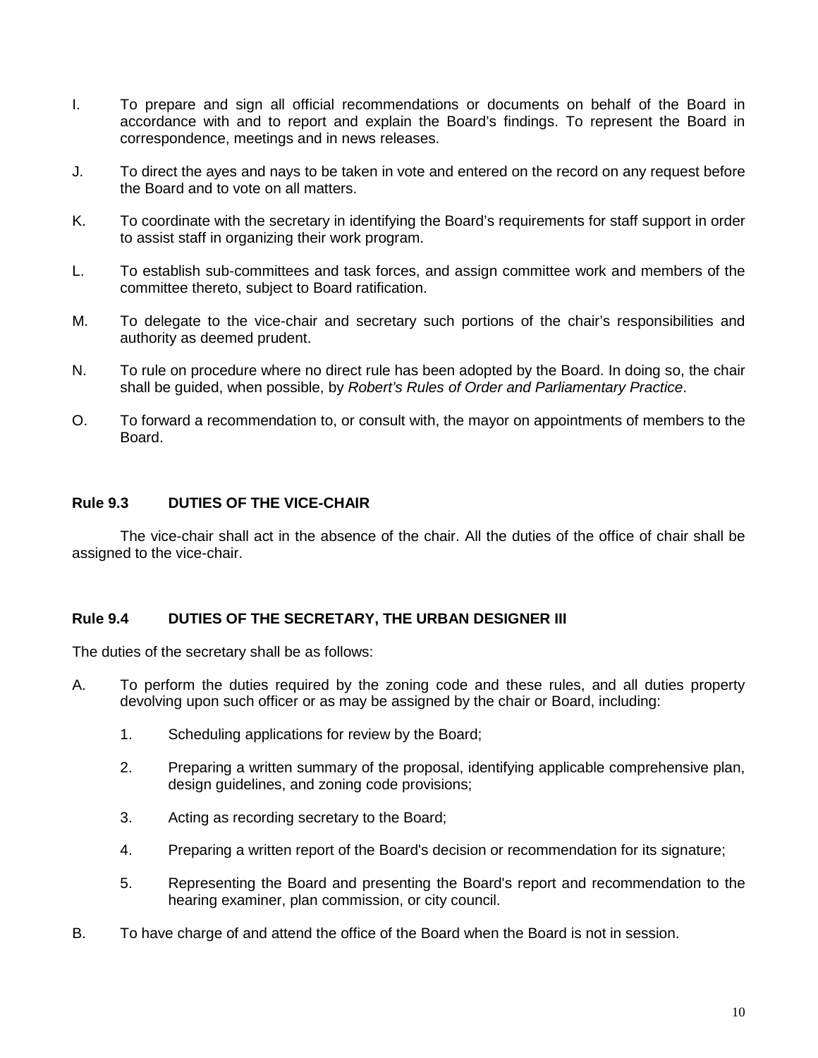I. To prepare and sign all official recommendations or documents on behalf of the Board in accordance with and to report and explain the Board's findings. To represent the Board in correspondence, meetings and in news releases.

J. To direct the ayes and nays to be taken in vote and entered on the record on any request before the Board and to vote on all matters.

K. To coordinate with the secretary in identifying the Board's requirements for staff support in order to assist staff in organizing their work program.

L. To establish sub-committees and task forces, and assign committee work and members of the committee thereto, subject to Board ratification.

M. To delegate to the vice-chair and secretary such portions of the chair's responsibilities and authority as deemed prudent.

N. To rule on procedure where no direct rule has been adopted by the Board. In doing so, the chair shall be guided, when possible, by *Robert's Rules of Order and Parliamentary Practice*.

O. To forward a recommendation to, or consult with, the mayor on appointments of members to the Board.

### Rule 9.3 DUTIES OF THE VICE-CHAIR

The vice-chair shall act in the absence of the chair. All the duties of the office of chair shall be assigned to the vice-chair.

### Rule 9.4 DUTIES OF THE SECRETARY, THE URBAN DESIGNER III

The duties of the secretary shall be as follows:

A. To perform the duties required by the zoning code and these rules, and all duties property devolving upon such officer or as may be assigned by the chair or Board, including:

1. Scheduling applications for review by the Board;
2. Preparing a written summary of the proposal, identifying applicable comprehensive plan, design guidelines, and zoning code provisions;
3. Acting as recording secretary to the Board;
4. Preparing a written report of the Board's decision or recommendation for its signature;
5. Representing the Board and presenting the Board's report and recommendation to the hearing examiner, plan commission, or city council.

B. To have charge of and attend the office of the Board when the Board is not in session.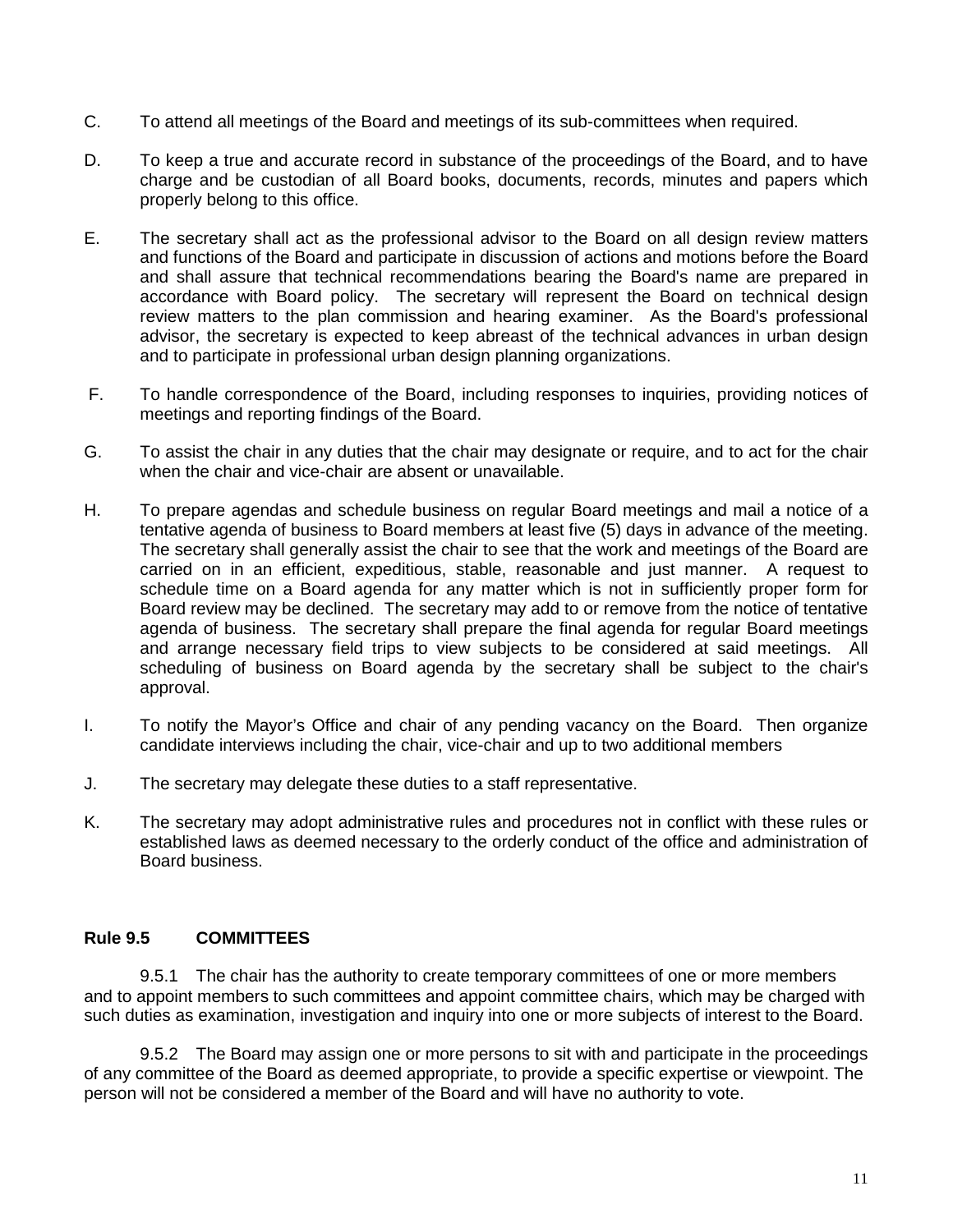C. To attend all meetings of the Board and meetings of its sub-committees when required.

D. To keep a true and accurate record in substance of the proceedings of the Board, and to have charge and be custodian of all Board books, documents, records, minutes and papers which properly belong to this office.

E. The secretary shall act as the professional advisor to the Board on all design review matters and functions of the Board and participate in discussion of actions and motions before the Board and shall assure that technical recommendations bearing the Board's name are prepared in accordance with Board policy. The secretary will represent the Board on technical design review matters to the plan commission and hearing examiner. As the Board's professional advisor, the secretary is expected to keep abreast of the technical advances in urban design and to participate in professional urban design planning organizations.

F. To handle correspondence of the Board, including responses to inquiries, providing notices of meetings and reporting findings of the Board.

G. To assist the chair in any duties that the chair may designate or require, and to act for the chair when the chair and vice-chair are absent or unavailable.

H. To prepare agendas and schedule business on regular Board meetings and mail a notice of a tentative agenda of business to Board members at least five (5) days in advance of the meeting. The secretary shall generally assist the chair to see that the work and meetings of the Board are carried on in an efficient, expeditious, stable, reasonable and just manner. A request to schedule time on a Board agenda for any matter which is not in sufficiently proper form for Board review may be declined. The secretary may add to or remove from the notice of tentative agenda of business. The secretary shall prepare the final agenda for regular Board meetings and arrange necessary field trips to view subjects to be considered at said meetings. All scheduling of business on Board agenda by the secretary shall be subject to the chair's approval.

I. To notify the Mayor's Office and chair of any pending vacancy on the Board. Then organize candidate interviews including the chair, vice-chair and up to two additional members

J. The secretary may delegate these duties to a staff representative.

K. The secretary may adopt administrative rules and procedures not in conflict with these rules or established laws as deemed necessary to the orderly conduct of the office and administration of Board business.

## Rule 9.5 COMMITTEES

9.5.1 The chair has the authority to create temporary committees of one or more members and to appoint members to such committees and appoint committee chairs, which may be charged with such duties as examination, investigation and inquiry into one or more subjects of interest to the Board.

9.5.2 The Board may assign one or more persons to sit with and participate in the proceedings of any committee of the Board as deemed appropriate, to provide a specific expertise or viewpoint. The person will not be considered a member of the Board and will have no authority to vote.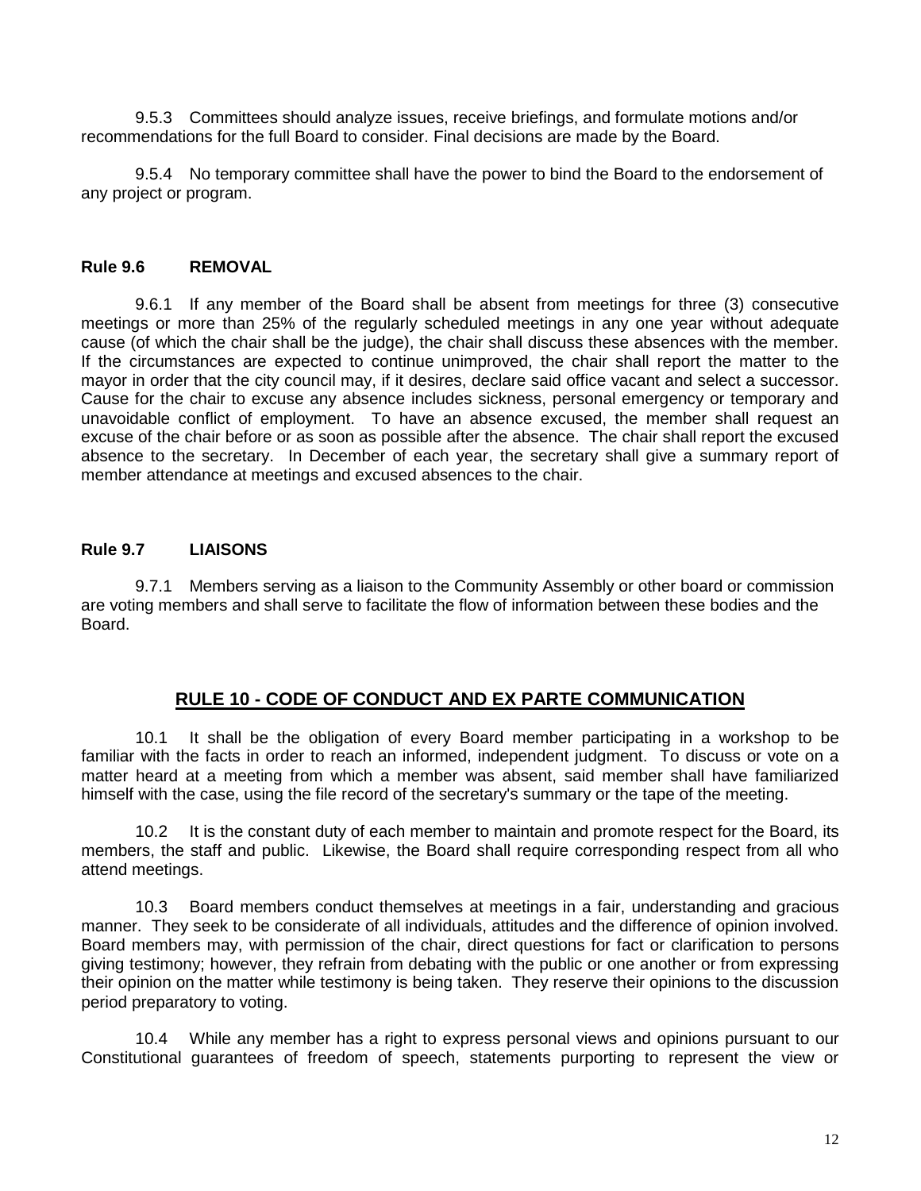9.5.3 Committees should analyze issues, receive briefings, and formulate motions and/or recommendations for the full Board to consider. Final decisions are made by the Board.

9.5.4 No temporary committee shall have the power to bind the Board to the endorsement of any project or program.

**Rule 9.6 REMOVAL**

9.6.1 If any member of the Board shall be absent from meetings for three (3) consecutive meetings or more than 25% of the regularly scheduled meetings in any one year without adequate cause (of which the chair shall be the judge), the chair shall discuss these absences with the member. If the circumstances are expected to continue unimproved, the chair shall report the matter to the mayor in order that the city council may, if it desires, declare said office vacant and select a successor. Cause for the chair to excuse any absence includes sickness, personal emergency or temporary and unavoidable conflict of employment. To have an absence excused, the member shall request an excuse of the chair before or as soon as possible after the absence. The chair shall report the excused absence to the secretary. In December of each year, the secretary shall give a summary report of member attendance at meetings and excused absences to the chair.

**Rule 9.7 LIAISONS**

9.7.1 Members serving as a liaison to the Community Assembly or other board or commission are voting members and shall serve to facilitate the flow of information between these bodies and the Board.

## RULE 10 - CODE OF CONDUCT AND EX PARTE COMMUNICATION

10.1 It shall be the obligation of every Board member participating in a workshop to be familiar with the facts in order to reach an informed, independent judgment. To discuss or vote on a matter heard at a meeting from which a member was absent, said member shall have familiarized himself with the case, using the file record of the secretary's summary or the tape of the meeting.

10.2 It is the constant duty of each member to maintain and promote respect for the Board, its members, the staff and public. Likewise, the Board shall require corresponding respect from all who attend meetings.

10.3 Board members conduct themselves at meetings in a fair, understanding and gracious manner. They seek to be considerate of all individuals, attitudes and the difference of opinion involved. Board members may, with permission of the chair, direct questions for fact or clarification to persons giving testimony; however, they refrain from debating with the public or one another or from expressing their opinion on the matter while testimony is being taken. They reserve their opinions to the discussion period preparatory to voting.

10.4 While any member has a right to express personal views and opinions pursuant to our Constitutional guarantees of freedom of speech, statements purporting to represent the view or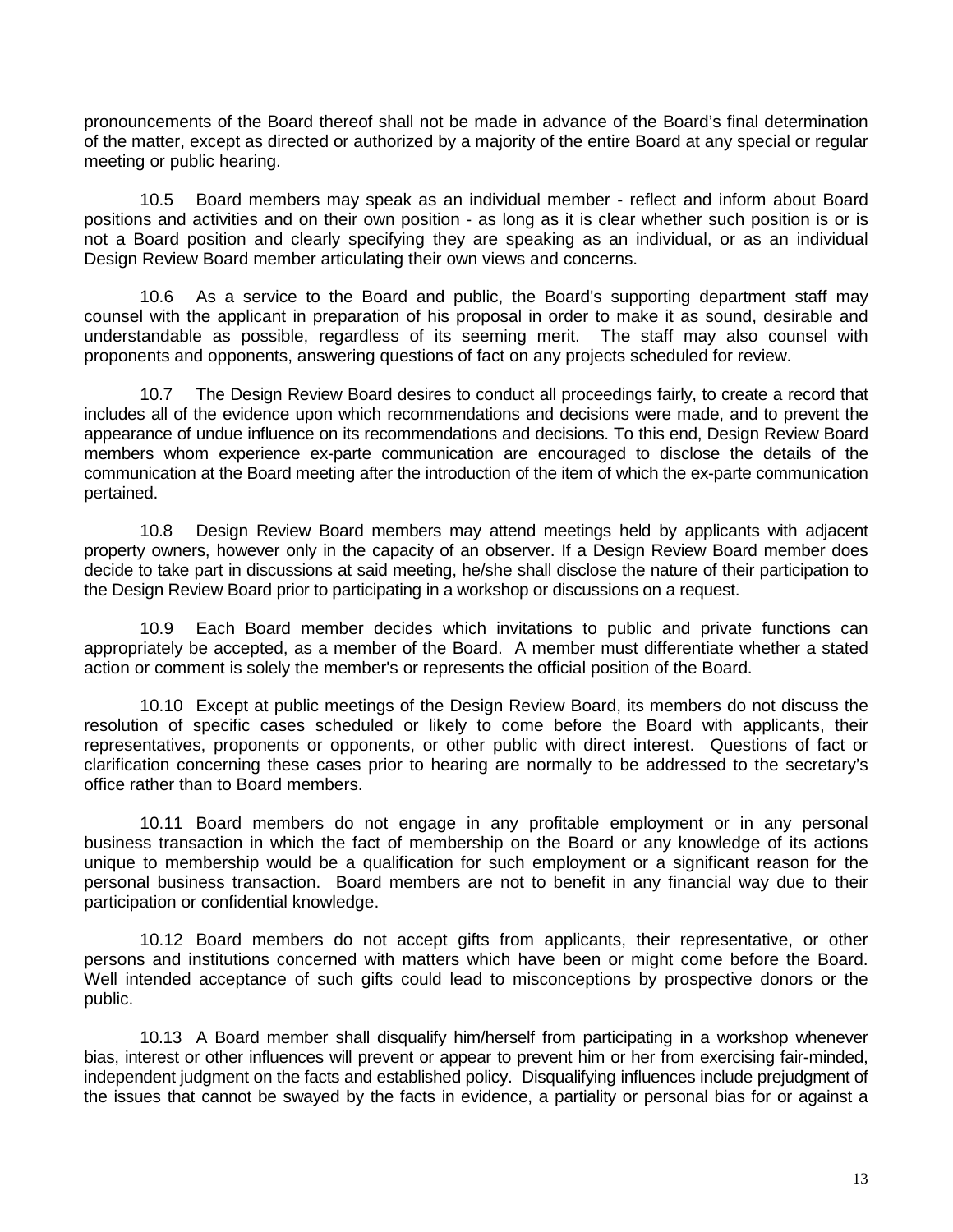pronouncements of the Board thereof shall not be made in advance of the Board's final determination of the matter, except as directed or authorized by a majority of the entire Board at any special or regular meeting or public hearing.

10.5 Board members may speak as an individual member - reflect and inform about Board positions and activities and on their own position - as long as it is clear whether such position is or is not a Board position and clearly specifying they are speaking as an individual, or as an individual Design Review Board member articulating their own views and concerns.

10.6 As a service to the Board and public, the Board's supporting department staff may counsel with the applicant in preparation of his proposal in order to make it as sound, desirable and understandable as possible, regardless of its seeming merit. The staff may also counsel with proponents and opponents, answering questions of fact on any projects scheduled for review.

10.7 The Design Review Board desires to conduct all proceedings fairly, to create a record that includes all of the evidence upon which recommendations and decisions were made, and to prevent the appearance of undue influence on its recommendations and decisions. To this end, Design Review Board members whom experience ex-parte communication are encouraged to disclose the details of the communication at the Board meeting after the introduction of the item of which the ex-parte communication pertained.

10.8 Design Review Board members may attend meetings held by applicants with adjacent property owners, however only in the capacity of an observer. If a Design Review Board member does decide to take part in discussions at said meeting, he/she shall disclose the nature of their participation to the Design Review Board prior to participating in a workshop or discussions on a request.

10.9 Each Board member decides which invitations to public and private functions can appropriately be accepted, as a member of the Board. A member must differentiate whether a stated action or comment is solely the member's or represents the official position of the Board.

10.10 Except at public meetings of the Design Review Board, its members do not discuss the resolution of specific cases scheduled or likely to come before the Board with applicants, their representatives, proponents or opponents, or other public with direct interest. Questions of fact or clarification concerning these cases prior to hearing are normally to be addressed to the secretary's office rather than to Board members.

10.11 Board members do not engage in any profitable employment or in any personal business transaction in which the fact of membership on the Board or any knowledge of its actions unique to membership would be a qualification for such employment or a significant reason for the personal business transaction. Board members are not to benefit in any financial way due to their participation or confidential knowledge.

10.12 Board members do not accept gifts from applicants, their representative, or other persons and institutions concerned with matters which have been or might come before the Board. Well intended acceptance of such gifts could lead to misconceptions by prospective donors or the public.

10.13 A Board member shall disqualify him/herself from participating in a workshop whenever bias, interest or other influences will prevent or appear to prevent him or her from exercising fair-minded, independent judgment on the facts and established policy. Disqualifying influences include prejudgment of the issues that cannot be swayed by the facts in evidence, a partiality or personal bias for or against a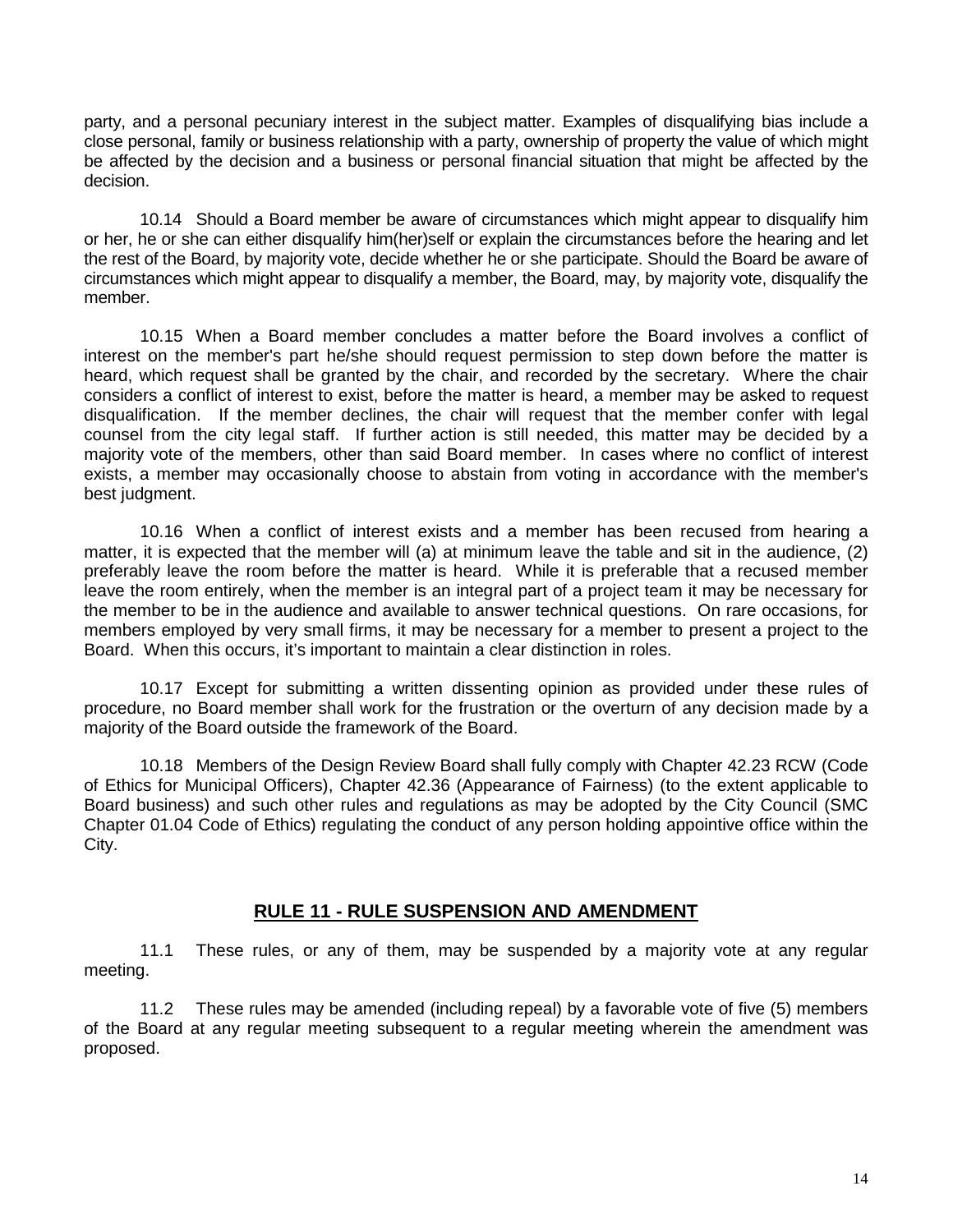party, and a personal pecuniary interest in the subject matter. Examples of disqualifying bias include a close personal, family or business relationship with a party, ownership of property the value of which might be affected by the decision and a business or personal financial situation that might be affected by the decision.

10.14 Should a Board member be aware of circumstances which might appear to disqualify him or her, he or she can either disqualify him(her)self or explain the circumstances before the hearing and let the rest of the Board, by majority vote, decide whether he or she participate. Should the Board be aware of circumstances which might appear to disqualify a member, the Board, may, by majority vote, disqualify the member.

10.15 When a Board member concludes a matter before the Board involves a conflict of interest on the member's part he/she should request permission to step down before the matter is heard, which request shall be granted by the chair, and recorded by the secretary. Where the chair considers a conflict of interest to exist, before the matter is heard, a member may be asked to request disqualification. If the member declines, the chair will request that the member confer with legal counsel from the city legal staff. If further action is still needed, this matter may be decided by a majority vote of the members, other than said Board member. In cases where no conflict of interest exists, a member may occasionally choose to abstain from voting in accordance with the member's best judgment.

10.16 When a conflict of interest exists and a member has been recused from hearing a matter, it is expected that the member will (a) at minimum leave the table and sit in the audience, (2) preferably leave the room before the matter is heard. While it is preferable that a recused member leave the room entirely, when the member is an integral part of a project team it may be necessary for the member to be in the audience and available to answer technical questions. On rare occasions, for members employed by very small firms, it may be necessary for a member to present a project to the Board. When this occurs, it's important to maintain a clear distinction in roles.

10.17 Except for submitting a written dissenting opinion as provided under these rules of procedure, no Board member shall work for the frustration or the overturn of any decision made by a majority of the Board outside the framework of the Board.

10.18 Members of the Design Review Board shall fully comply with Chapter 42.23 RCW (Code of Ethics for Municipal Officers), Chapter 42.36 (Appearance of Fairness) (to the extent applicable to Board business) and such other rules and regulations as may be adopted by the City Council (SMC Chapter 01.04 Code of Ethics) regulating the conduct of any person holding appointive office within the City.

## RULE 11 - RULE SUSPENSION AND AMENDMENT

11.1 These rules, or any of them, may be suspended by a majority vote at any regular meeting.

11.2 These rules may be amended (including repeal) by a favorable vote of five (5) members of the Board at any regular meeting subsequent to a regular meeting wherein the amendment was proposed.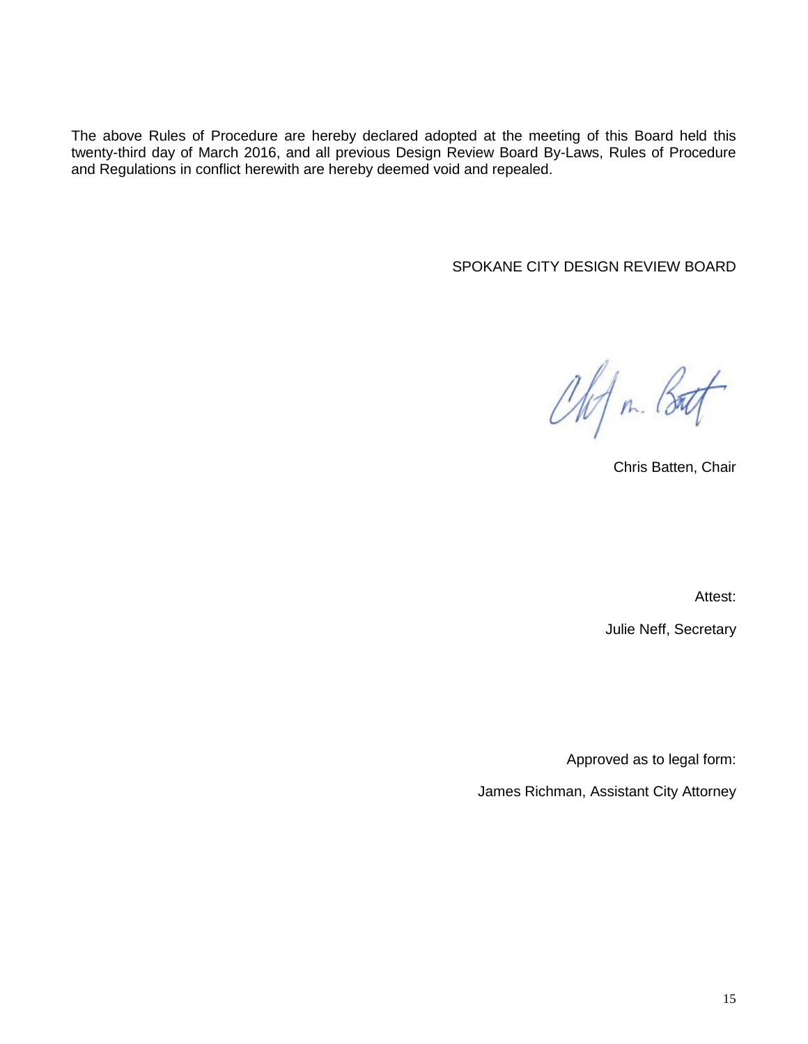The above Rules of Procedure are hereby declared adopted at the meeting of this Board held this twenty-third day of March 2016, and all previous Design Review Board By-Laws, Rules of Procedure and Regulations in conflict herewith are hereby deemed void and repealed.

SPOKANE CITY DESIGN REVIEW BOARD

Chris Batten, Chair

Attest:

Julie Neff, Secretary

Approved as to legal form:

James Richman, Assistant City Attorney